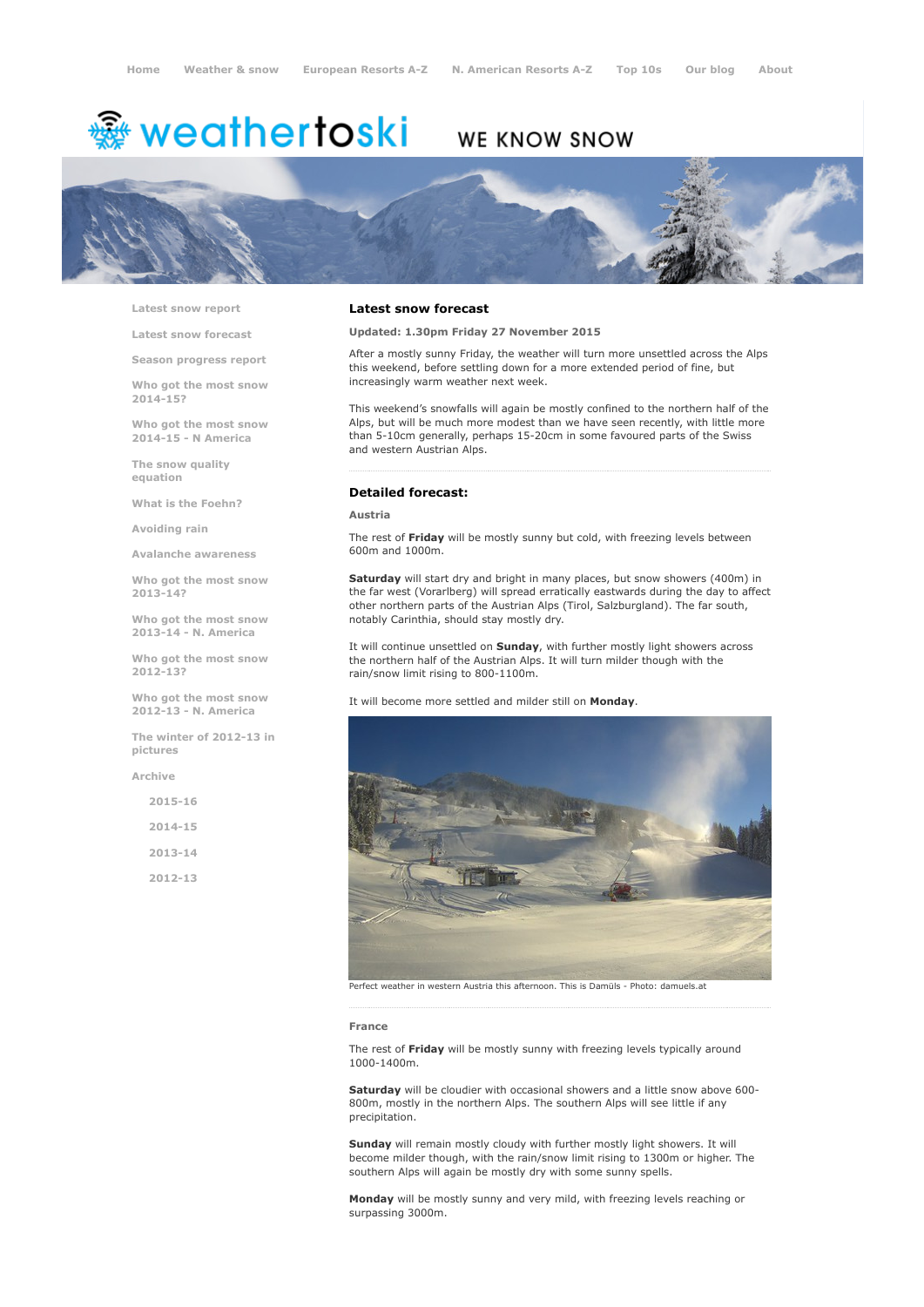Home | Weather & snow | European Resorts A-Z | N. American Resorts A-Z | Top 10s | Our blog | About

# weathertoski

WE KNOW SNOW

- Latest snow report
- Latest snow forecast
- Season progress report
- Who got the most snow 2014-15?
- Who got the most snow 2014-15 - N America
- The snow quality equation
- What is the Foehn?
- Avoiding rain
- Avalanche awareness
- Who got the most snow 2013-14?
- Who got the most snow 2013-14 - N. America
- Who got the most snow 2012-13?
- Who got the most snow 2012-13 - N. America
- The winter of 2012-13 in pictures
- Archive
  - 2015-16
  - 2014-15
  - 2013-14
  - 2012-13

## Latest snow forecast

**Updated: 1.30pm Friday 27 November 2015**

After a mostly sunny Friday, the weather will turn more unsettled across the Alps this weekend, before settling down for a more extended period of fine, but increasingly warm weather next week.

This weekend's snowfalls will again be mostly confined to the northern half of the Alps, but will be much more modest than we have seen recently, with little more than 5-10cm generally, perhaps 15-20cm in some favoured parts of the Swiss and western Austrian Alps.

## Detailed forecast:

### Austria

The rest of **Friday** will be mostly sunny but cold, with freezing levels between 600m and 1000m.

**Saturday** will start dry and bright in many places, but snow showers (400m) in the far west (Vorarlberg) will spread erratically eastwards during the day to affect other northern parts of the Austrian Alps (Tirol, Salzburgland). The far south, notably Carinthia, should stay mostly dry.

It will continue unsettled on **Sunday**, with further mostly light showers across the northern half of the Austrian Alps. It will turn milder though with the rain/snow limit rising to 800-1100m.

It will become more settled and milder still on **Monday**.

Perfect weather in western Austria this afternoon. This is Damüls - Photo: damuels.at

### France

The rest of **Friday** will be mostly sunny with freezing levels typically around 1000-1400m.

**Saturday** will be cloudier with occasional showers and a little snow above 600-800m, mostly in the northern Alps. The southern Alps will see little if any precipitation.

**Sunday** will remain mostly cloudy with further mostly light showers. It will become milder though, with the rain/snow limit rising to 1300m or higher. The southern Alps will again be mostly dry with some sunny spells.

**Monday** will be mostly sunny and very mild, with freezing levels reaching or surpassing 3000m.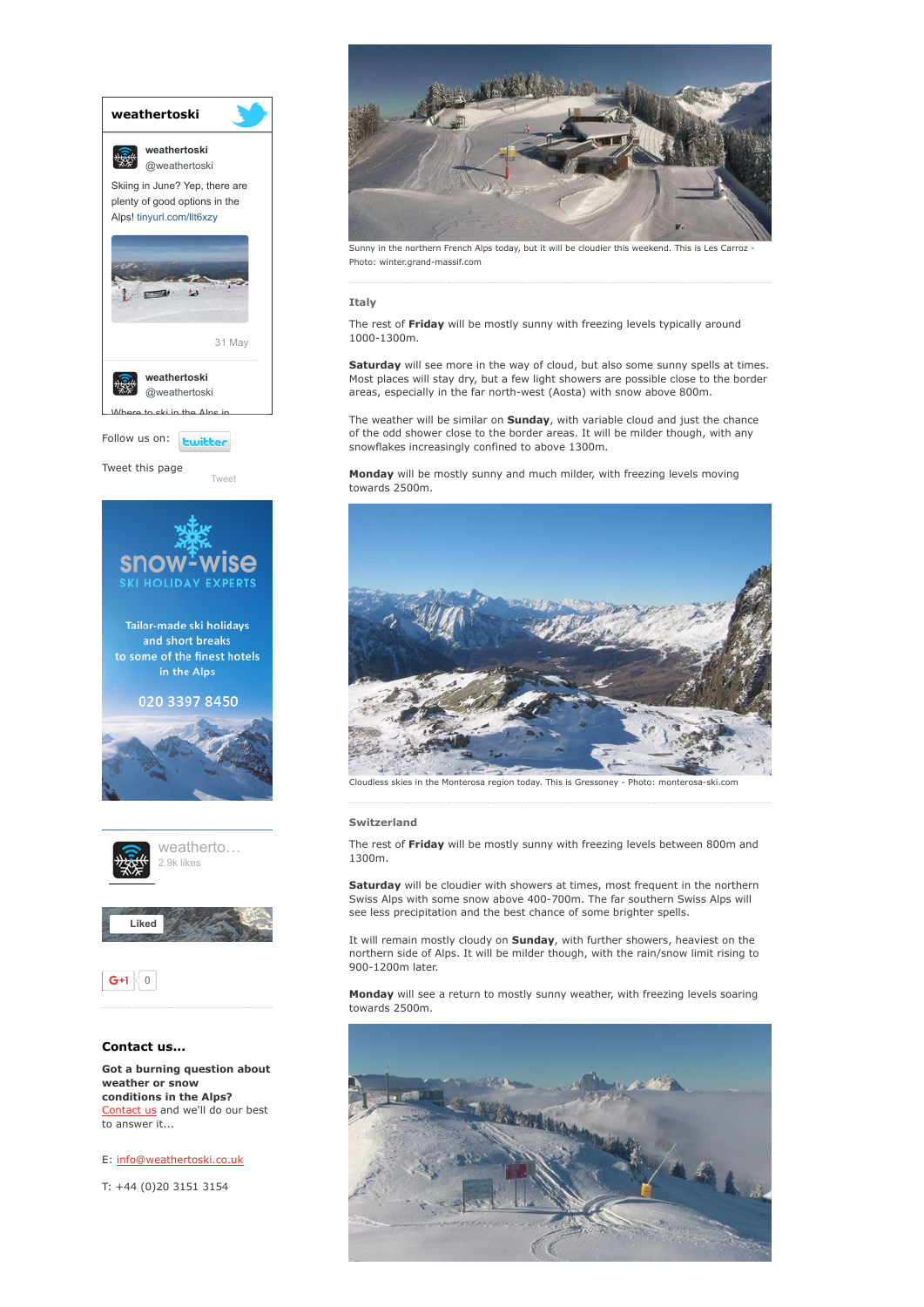Sunny in the northern French Alps today, but it will be cloudier this weekend. This is Les Carroz - Photo: winter.grand-massif.com

### Italy

The rest of **Friday** will be mostly sunny with freezing levels typically around 1000-1300m.

**Saturday** will see more in the way of cloud, but also some sunny spells at times. Most places will stay dry, but a few light showers are possible close to the border areas, especially in the far north-west (Aosta) with snow above 800m.

The weather will be similar on **Sunday**, with variable cloud and just the chance of the odd shower close to the border areas. It will be milder though, with any snowflakes increasingly confined to above 1300m.

**Monday** will be mostly sunny and much milder, with freezing levels moving towards 2500m.

Cloudless skies in the Monterosa region today. This is Gressoney - Photo: monterosa-ski.com

### Switzerland

The rest of **Friday** will be mostly sunny with freezing levels between 800m and 1300m.

**Saturday** will be cloudier with showers at times, most frequent in the northern Swiss Alps with some snow above 400-700m. The far southern Swiss Alps will see less precipitation and the best chance of some brighter spells.

It will remain mostly cloudy on **Sunday**, with further showers, heaviest on the northern side of Alps. It will be milder though, with the rain/snow limit rising to 900-1200m later.

**Monday** will see a return to mostly sunny weather, with freezing levels soaring towards 2500m.

---

**weathertoski**

weathertoski @weathertoski

Skiing in June? Yep, there are plenty of good options in the Alps! tinyurl.com/llt6xzy

31 May

weathertoski @weathertoski

Where to ski in the Alps in...

Follow us on: twitter

Tweet this page Tweet

snow-wise SKI HOLIDAY EXPERTS

Tailor-made ski holidays and short breaks to some of the finest hotels in the Alps

020 3397 8450

weatherto... 2.9k likes

Liked

G+1 0

### Contact us...

**Got a burning question about weather or snow conditions in the Alps?** Contact us and we'll do our best to answer it...

E: info@weathertoski.co.uk

T: +44 (0)20 3151 3154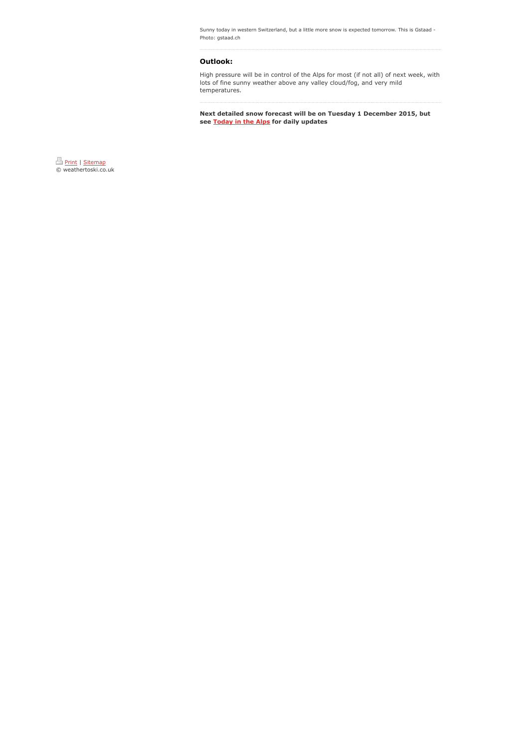Sunny today in western Switzerland, but a little more snow is expected tomorrow. This is Gstaad - Photo: gstaad.ch

### Outlook:

High pressure will be in control of the Alps for most (if not all) of next week, with lots of fine sunny weather above any valley cloud/fog, and very mild temperatures.

**Next detailed snow forecast will be on Tuesday 1 December 2015, but see Today in the Alps for daily updates**

Print | Sitemap
© weathertoski.co.uk